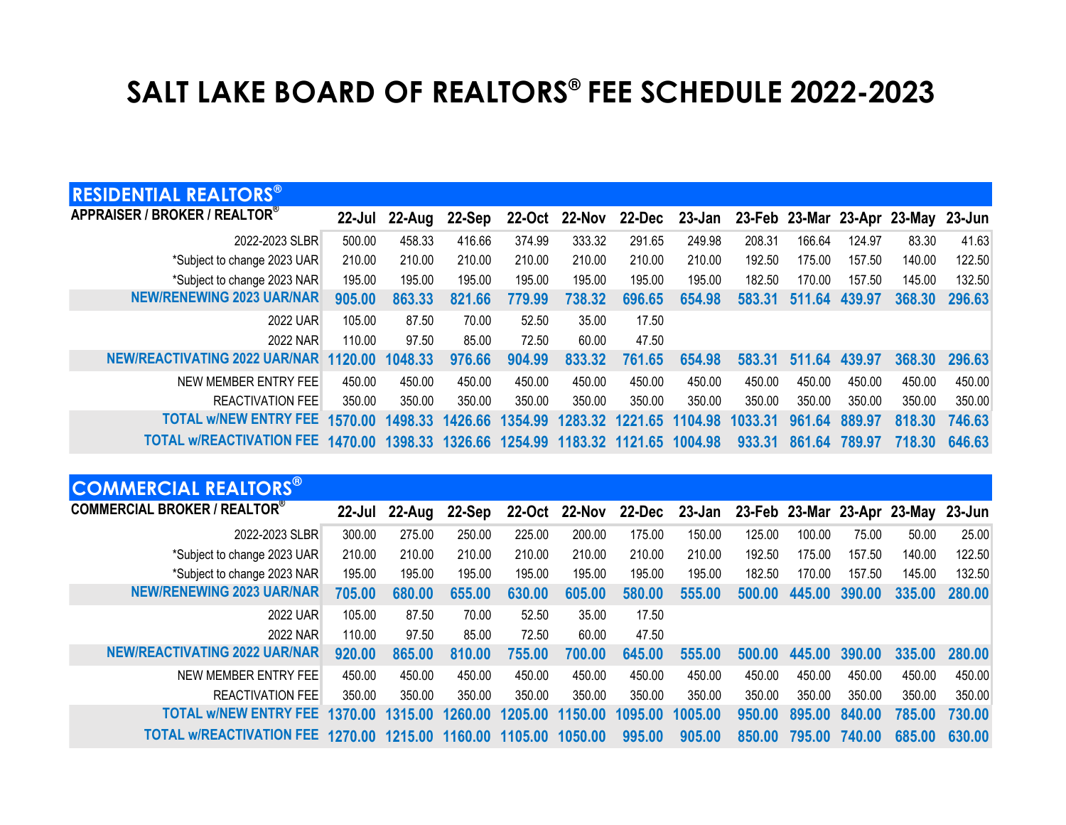# SALT LAKE BOARD OF REALTORS® FEE SCHEDULE 2022-2023

## RESIDENTIAL REALTORS®

| APPRAISER / BROKER / REALTOR® | 22-Jul | 22-Aug | 22-Sep | 22-Oct | 22-Nov | 22-Dec | 23-Jan | 23-Feb | 23-Mar | 23-Apr | 23-May | 23-Jun |
|---|---|---|---|---|---|---|---|---|---|---|---|---|
| 2022-2023 SLBR | 500.00 | 458.33 | 416.66 | 374.99 | 333.32 | 291.65 | 249.98 | 208.31 | 166.64 | 124.97 | 83.30 | 41.63 |
| *Subject to change 2023 UAR | 210.00 | 210.00 | 210.00 | 210.00 | 210.00 | 210.00 | 210.00 | 192.50 | 175.00 | 157.50 | 140.00 | 122.50 |
| *Subject to change 2023 NAR | 195.00 | 195.00 | 195.00 | 195.00 | 195.00 | 195.00 | 195.00 | 182.50 | 170.00 | 157.50 | 145.00 | 132.50 |
| **NEW/RENEWING 2023 UAR/NAR** | **905.00** | **863.33** | **821.66** | **779.99** | **738.32** | **696.65** | **654.98** | **583.31** | **511.64** | **439.97** | **368.30** | **296.63** |
| 2022 UAR | 105.00 | 87.50 | 70.00 | 52.50 | 35.00 | 17.50 | | | | | | |
| 2022 NAR | 110.00 | 97.50 | 85.00 | 72.50 | 60.00 | 47.50 | | | | | | |
| **NEW/REACTIVATING 2022 UAR/NAR** | **1120.00** | **1048.33** | **976.66** | **904.99** | **833.32** | **761.65** | **654.98** | **583.31** | **511.64** | **439.97** | **368.30** | **296.63** |
| NEW MEMBER ENTRY FEE | 450.00 | 450.00 | 450.00 | 450.00 | 450.00 | 450.00 | 450.00 | 450.00 | 450.00 | 450.00 | 450.00 | 450.00 |
| REACTIVATION FEE | 350.00 | 350.00 | 350.00 | 350.00 | 350.00 | 350.00 | 350.00 | 350.00 | 350.00 | 350.00 | 350.00 | 350.00 |
| **TOTAL w/NEW ENTRY FEE** | **1570.00** | **1498.33** | **1426.66** | **1354.99** | **1283.32** | **1221.65** | **1104.98** | **1033.31** | **961.64** | **889.97** | **818.30** | **746.63** |
| **TOTAL w/REACTIVATION FEE** | **1470.00** | **1398.33** | **1326.66** | **1254.99** | **1183.32** | **1121.65** | **1004.98** | **933.31** | **861.64** | **789.97** | **718.30** | **646.63** |

## COMMERCIAL REALTORS®

| COMMERCIAL BROKER / REALTOR® | 22-Jul | 22-Aug | 22-Sep | 22-Oct | 22-Nov | 22-Dec | 23-Jan | 23-Feb | 23-Mar | 23-Apr | 23-May | 23-Jun |
|---|---|---|---|---|---|---|---|---|---|---|---|---|
| 2022-2023 SLBR | 300.00 | 275.00 | 250.00 | 225.00 | 200.00 | 175.00 | 150.00 | 125.00 | 100.00 | 75.00 | 50.00 | 25.00 |
| *Subject to change 2023 UAR | 210.00 | 210.00 | 210.00 | 210.00 | 210.00 | 210.00 | 210.00 | 192.50 | 175.00 | 157.50 | 140.00 | 122.50 |
| *Subject to change 2023 NAR | 195.00 | 195.00 | 195.00 | 195.00 | 195.00 | 195.00 | 195.00 | 182.50 | 170.00 | 157.50 | 145.00 | 132.50 |
| **NEW/RENEWING 2023 UAR/NAR** | **705.00** | **680.00** | **655.00** | **630.00** | **605.00** | **580.00** | **555.00** | **500.00** | **445.00** | **390.00** | **335.00** | **280.00** |
| 2022 UAR | 105.00 | 87.50 | 70.00 | 52.50 | 35.00 | 17.50 | | | | | | |
| 2022 NAR | 110.00 | 97.50 | 85.00 | 72.50 | 60.00 | 47.50 | | | | | | |
| **NEW/REACTIVATING 2022 UAR/NAR** | **920.00** | **865.00** | **810.00** | **755.00** | **700.00** | **645.00** | **555.00** | **500.00** | **445.00** | **390.00** | **335.00** | **280.00** |
| NEW MEMBER ENTRY FEE | 450.00 | 450.00 | 450.00 | 450.00 | 450.00 | 450.00 | 450.00 | 450.00 | 450.00 | 450.00 | 450.00 | 450.00 |
| REACTIVATION FEE | 350.00 | 350.00 | 350.00 | 350.00 | 350.00 | 350.00 | 350.00 | 350.00 | 350.00 | 350.00 | 350.00 | 350.00 |
| **TOTAL w/NEW ENTRY FEE** | **1370.00** | **1315.00** | **1260.00** | **1205.00** | **1150.00** | **1095.00** | **1005.00** | **950.00** | **895.00** | **840.00** | **785.00** | **730.00** |
| **TOTAL w/REACTIVATION FEE** | **1270.00** | **1215.00** | **1160.00** | **1105.00** | **1050.00** | **995.00** | **905.00** | **850.00** | **795.00** | **740.00** | **685.00** | **630.00** |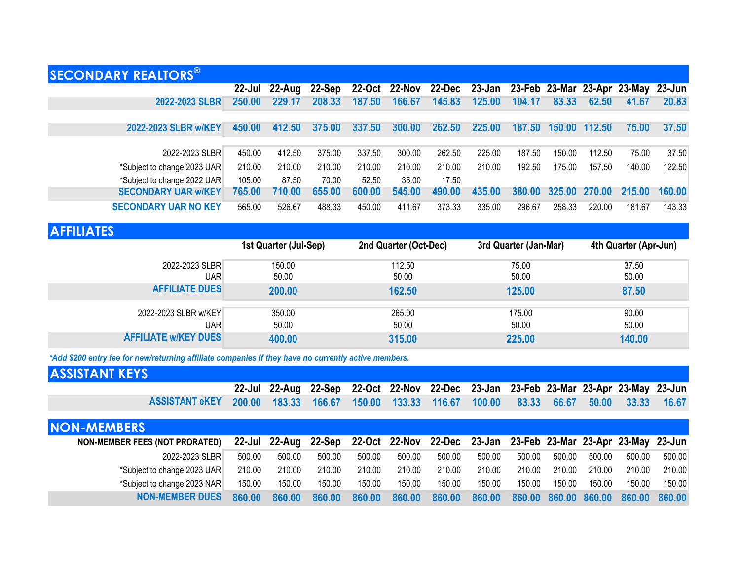## SECONDARY REALTORS®

| | 22-Jul | 22-Aug | 22-Sep | 22-Oct | 22-Nov | 22-Dec | 23-Jan | 23-Feb | 23-Mar | 23-Apr | 23-May | 23-Jun |
|---|---|---|---|---|---|---|---|---|---|---|---|---|
| **2022-2023 SLBR** | **250.00** | **229.17** | **208.33** | **187.50** | **166.67** | **145.83** | **125.00** | **104.17** | **83.33** | **62.50** | **41.67** | **20.83** |
| **2022-2023 SLBR w/KEY** | **450.00** | **412.50** | **375.00** | **337.50** | **300.00** | **262.50** | **225.00** | **187.50** | **150.00** | **112.50** | **75.00** | **37.50** |
| 2022-2023 SLBR | 450.00 | 412.50 | 375.00 | 337.50 | 300.00 | 262.50 | 225.00 | 187.50 | 150.00 | 112.50 | 75.00 | 37.50 |
| *Subject to change 2023 UAR | 210.00 | 210.00 | 210.00 | 210.00 | 210.00 | 210.00 | 210.00 | 192.50 | 175.00 | 157.50 | 140.00 | 122.50 |
| *Subject to change 2022 UAR | 105.00 | 87.50 | 70.00 | 52.50 | 35.00 | 17.50 | | | | | | |
| **SECONDARY UAR w/KEY** | **765.00** | **710.00** | **655.00** | **600.00** | **545.00** | **490.00** | **435.00** | **380.00** | **325.00** | **270.00** | **215.00** | **160.00** |
| **SECONDARY UAR NO KEY** | 565.00 | 526.67 | 488.33 | 450.00 | 411.67 | 373.33 | 335.00 | 296.67 | 258.33 | 220.00 | 181.67 | 143.33 |

## AFFILIATES

| | 1st Quarter (Jul-Sep) | 2nd Quarter (Oct-Dec) | 3rd Quarter (Jan-Mar) | 4th Quarter (Apr-Jun) |
|---|---|---|---|---|
| 2022-2023 SLBR | 150.00 | 112.50 | 75.00 | 37.50 |
| UAR | 50.00 | 50.00 | 50.00 | 50.00 |
| **AFFILIATE DUES** | **200.00** | **162.50** | **125.00** | **87.50** |
| 2022-2023 SLBR w/KEY | 350.00 | 265.00 | 175.00 | 90.00 |
| UAR | 50.00 | 50.00 | 50.00 | 50.00 |
| **AFFILIATE w/KEY DUES** | **400.00** | **315.00** | **225.00** | **140.00** |

***Add $200 entry fee for new/returning affiliate companies if they have no currently active members.***

## ASSISTANT KEYS

| | 22-Jul | 22-Aug | 22-Sep | 22-Oct | 22-Nov | 22-Dec | 23-Jan | 23-Feb | 23-Mar | 23-Apr | 23-May | 23-Jun |
|---|---|---|---|---|---|---|---|---|---|---|---|---|
| **ASSISTANT eKEY** | **200.00** | **183.33** | **166.67** | **150.00** | **133.33** | **116.67** | **100.00** | **83.33** | **66.67** | **50.00** | **33.33** | **16.67** |

## NON-MEMBERS

| NON-MEMBER FEES (NOT PRORATED) | 22-Jul | 22-Aug | 22-Sep | 22-Oct | 22-Nov | 22-Dec | 23-Jan | 23-Feb | 23-Mar | 23-Apr | 23-May | 23-Jun |
|---|---|---|---|---|---|---|---|---|---|---|---|---|
| 2022-2023 SLBR | 500.00 | 500.00 | 500.00 | 500.00 | 500.00 | 500.00 | 500.00 | 500.00 | 500.00 | 500.00 | 500.00 | 500.00 |
| *Subject to change 2023 UAR | 210.00 | 210.00 | 210.00 | 210.00 | 210.00 | 210.00 | 210.00 | 210.00 | 210.00 | 210.00 | 210.00 | 210.00 |
| *Subject to change 2023 NAR | 150.00 | 150.00 | 150.00 | 150.00 | 150.00 | 150.00 | 150.00 | 150.00 | 150.00 | 150.00 | 150.00 | 150.00 |
| **NON-MEMBER DUES** | **860.00** | **860.00** | **860.00** | **860.00** | **860.00** | **860.00** | **860.00** | **860.00** | **860.00** | **860.00** | **860.00** | **860.00** |